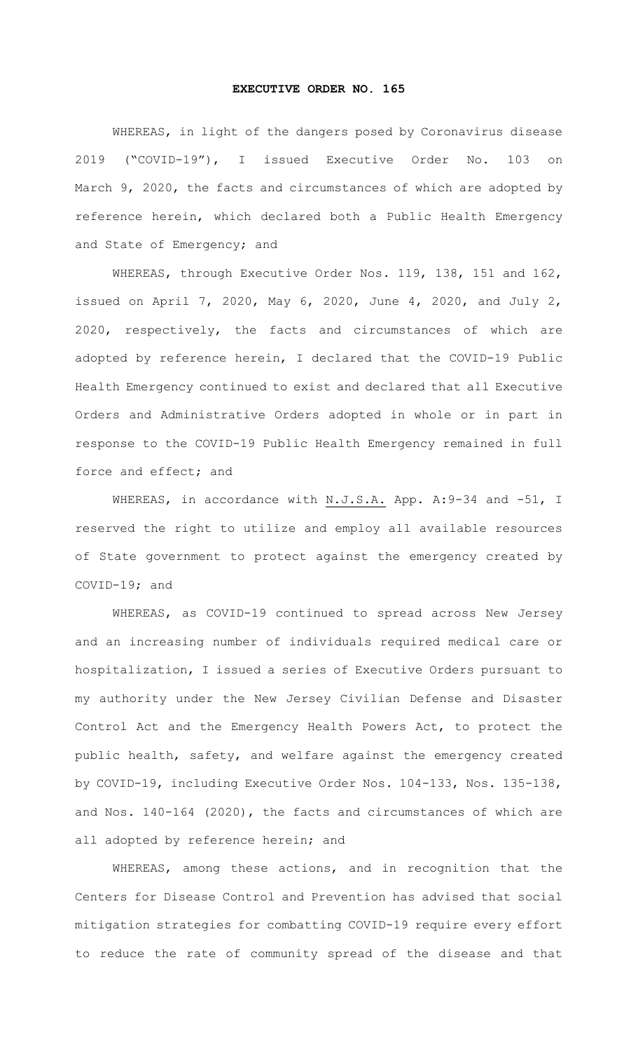# EXECUTIVE ORDER NO. 165

WHEREAS, in light of the dangers posed by Coronavirus disease 2019 ("COVID-19"), I issued Executive Order No. 103 on March 9, 2020, the facts and circumstances of which are adopted by reference herein, which declared both a Public Health Emergency and State of Emergency; and

WHEREAS, through Executive Order Nos. 119, 138, 151 and 162, issued on April 7, 2020, May 6, 2020, June 4, 2020, and July 2, 2020, respectively, the facts and circumstances of which are adopted by reference herein, I declared that the COVID-19 Public Health Emergency continued to exist and declared that all Executive Orders and Administrative Orders adopted in whole or in part in response to the COVID-19 Public Health Emergency remained in full force and effect; and

WHEREAS, in accordance with N.J.S.A. App. A:9-34 and -51, I reserved the right to utilize and employ all available resources of State government to protect against the emergency created by COVID-19; and

WHEREAS, as COVID-19 continued to spread across New Jersey and an increasing number of individuals required medical care or hospitalization, I issued a series of Executive Orders pursuant to my authority under the New Jersey Civilian Defense and Disaster Control Act and the Emergency Health Powers Act, to protect the public health, safety, and welfare against the emergency created by COVID-19, including Executive Order Nos. 104-133, Nos. 135-138, and Nos. 140-164 (2020), the facts and circumstances of which are all adopted by reference herein; and

WHEREAS, among these actions, and in recognition that the Centers for Disease Control and Prevention has advised that social mitigation strategies for combatting COVID-19 require every effort to reduce the rate of community spread of the disease and that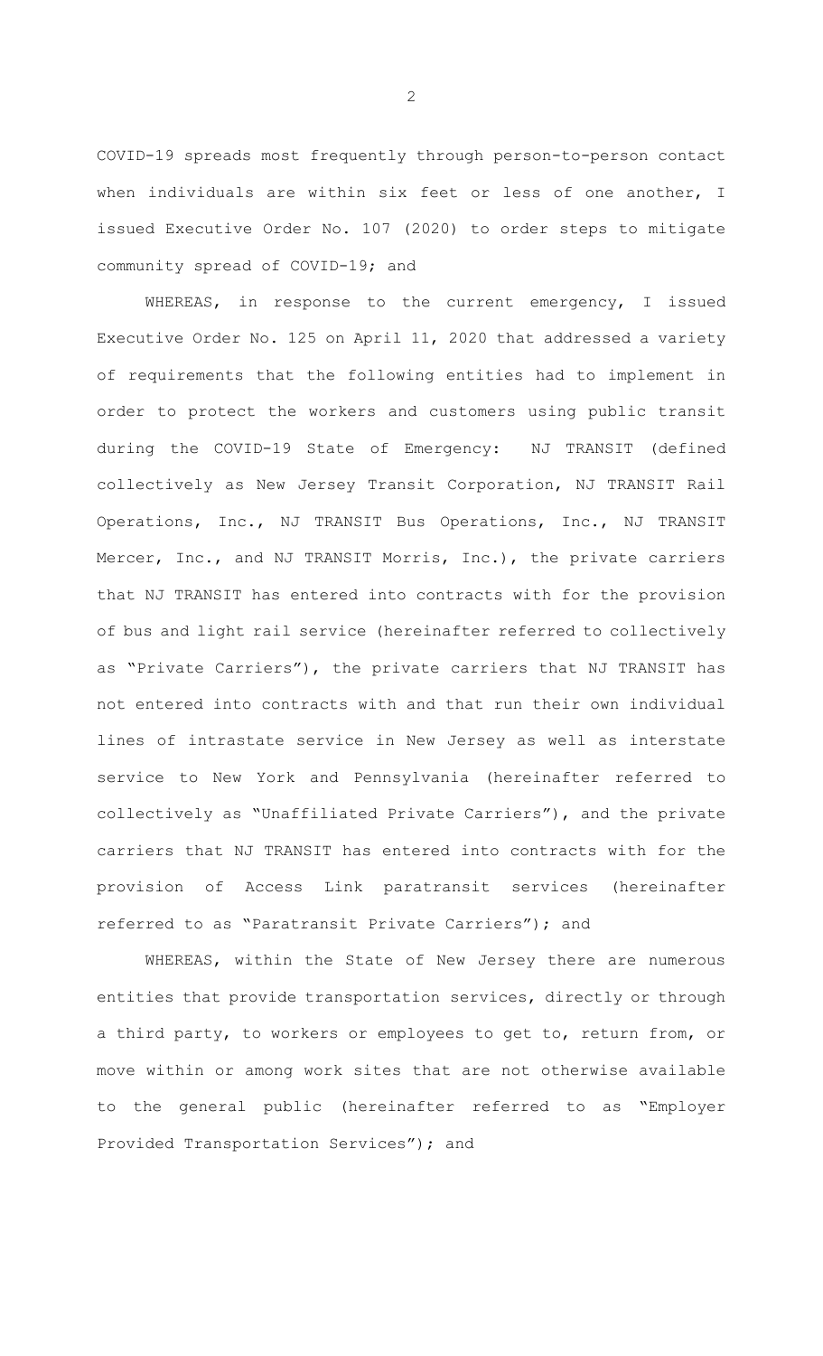COVID-19 spreads most frequently through person-to-person contact when individuals are within six feet or less of one another, I issued Executive Order No. 107 (2020) to order steps to mitigate community spread of COVID-19; and

WHEREAS, in response to the current emergency, I issued Executive Order No. 125 on April 11, 2020 that addressed a variety of requirements that the following entities had to implement in order to protect the workers and customers using public transit during the COVID-19 State of Emergency: NJ TRANSIT (defined collectively as New Jersey Transit Corporation, NJ TRANSIT Rail Operations, Inc., NJ TRANSIT Bus Operations, Inc., NJ TRANSIT Mercer, Inc., and NJ TRANSIT Morris, Inc.), the private carriers that NJ TRANSIT has entered into contracts with for the provision of bus and light rail service (hereinafter referred to collectively as "Private Carriers"), the private carriers that NJ TRANSIT has not entered into contracts with and that run their own individual lines of intrastate service in New Jersey as well as interstate service to New York and Pennsylvania (hereinafter referred to collectively as "Unaffiliated Private Carriers"), and the private carriers that NJ TRANSIT has entered into contracts with for the provision of Access Link paratransit services (hereinafter referred to as "Paratransit Private Carriers"); and

WHEREAS, within the State of New Jersey there are numerous entities that provide transportation services, directly or through a third party, to workers or employees to get to, return from, or move within or among work sites that are not otherwise available to the general public (hereinafter referred to as "Employer Provided Transportation Services"); and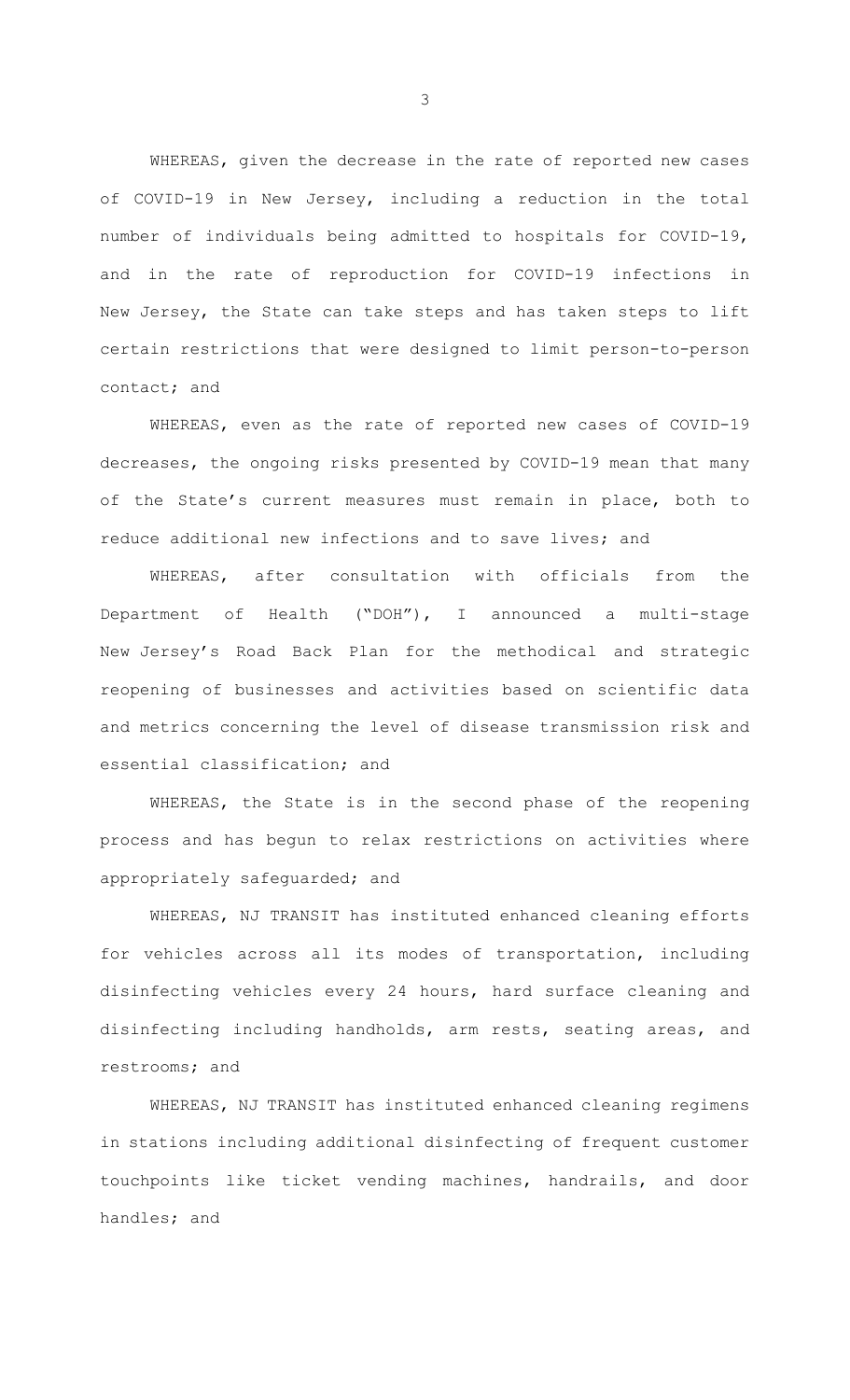WHEREAS, given the decrease in the rate of reported new cases of COVID-19 in New Jersey, including a reduction in the total number of individuals being admitted to hospitals for COVID-19, and in the rate of reproduction for COVID-19 infections in New Jersey, the State can take steps and has taken steps to lift certain restrictions that were designed to limit person-to-person contact; and

WHEREAS, even as the rate of reported new cases of COVID-19 decreases, the ongoing risks presented by COVID-19 mean that many of the State's current measures must remain in place, both to reduce additional new infections and to save lives; and

WHEREAS, after consultation with officials from the Department of Health ("DOH"), I announced a multi-stage New Jersey's Road Back Plan for the methodical and strategic reopening of businesses and activities based on scientific data and metrics concerning the level of disease transmission risk and essential classification; and

WHEREAS, the State is in the second phase of the reopening process and has begun to relax restrictions on activities where appropriately safeguarded; and

WHEREAS, NJ TRANSIT has instituted enhanced cleaning efforts for vehicles across all its modes of transportation, including disinfecting vehicles every 24 hours, hard surface cleaning and disinfecting including handholds, arm rests, seating areas, and restrooms; and

WHEREAS, NJ TRANSIT has instituted enhanced cleaning regimens in stations including additional disinfecting of frequent customer touchpoints like ticket vending machines, handrails, and door handles; and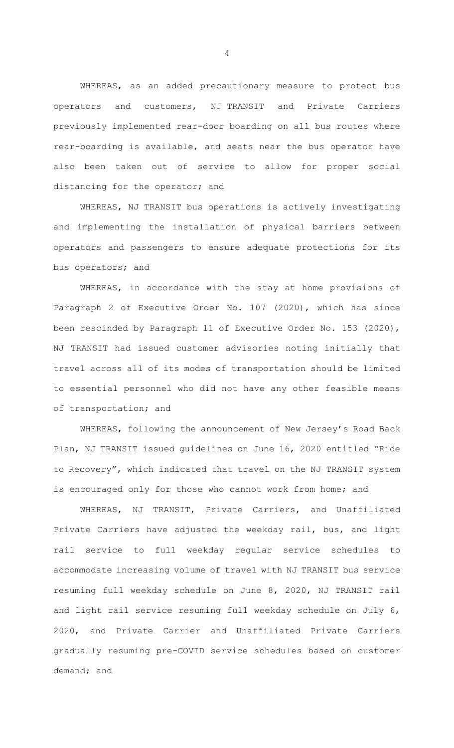WHEREAS, as an added precautionary measure to protect bus operators and customers, NJ TRANSIT and Private Carriers previously implemented rear-door boarding on all bus routes where rear-boarding is available, and seats near the bus operator have also been taken out of service to allow for proper social distancing for the operator; and

WHEREAS, NJ TRANSIT bus operations is actively investigating and implementing the installation of physical barriers between operators and passengers to ensure adequate protections for its bus operators; and

WHEREAS, in accordance with the stay at home provisions of Paragraph 2 of Executive Order No. 107 (2020), which has since been rescinded by Paragraph 11 of Executive Order No. 153 (2020), NJ TRANSIT had issued customer advisories noting initially that travel across all of its modes of transportation should be limited to essential personnel who did not have any other feasible means of transportation; and

WHEREAS, following the announcement of New Jersey's Road Back Plan, NJ TRANSIT issued guidelines on June 16, 2020 entitled "Ride to Recovery", which indicated that travel on the NJ TRANSIT system is encouraged only for those who cannot work from home; and

WHEREAS, NJ TRANSIT, Private Carriers, and Unaffiliated Private Carriers have adjusted the weekday rail, bus, and light rail service to full weekday regular service schedules to accommodate increasing volume of travel with NJ TRANSIT bus service resuming full weekday schedule on June 8, 2020, NJ TRANSIT rail and light rail service resuming full weekday schedule on July 6, 2020, and Private Carrier and Unaffiliated Private Carriers gradually resuming pre-COVID service schedules based on customer demand; and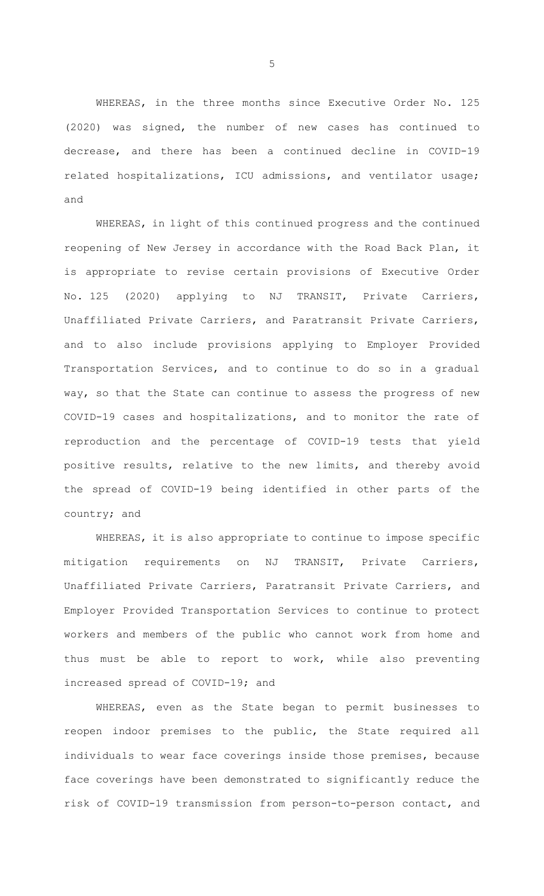WHEREAS, in the three months since Executive Order No. 125 (2020) was signed, the number of new cases has continued to decrease, and there has been a continued decline in COVID-19 related hospitalizations, ICU admissions, and ventilator usage; and

WHEREAS, in light of this continued progress and the continued reopening of New Jersey in accordance with the Road Back Plan, it is appropriate to revise certain provisions of Executive Order No. 125 (2020) applying to NJ TRANSIT, Private Carriers, Unaffiliated Private Carriers, and Paratransit Private Carriers, and to also include provisions applying to Employer Provided Transportation Services, and to continue to do so in a gradual way, so that the State can continue to assess the progress of new COVID-19 cases and hospitalizations, and to monitor the rate of reproduction and the percentage of COVID-19 tests that yield positive results, relative to the new limits, and thereby avoid the spread of COVID-19 being identified in other parts of the country; and

WHEREAS, it is also appropriate to continue to impose specific mitigation requirements on NJ TRANSIT, Private Carriers, Unaffiliated Private Carriers, Paratransit Private Carriers, and Employer Provided Transportation Services to continue to protect workers and members of the public who cannot work from home and thus must be able to report to work, while also preventing increased spread of COVID-19; and

WHEREAS, even as the State began to permit businesses to reopen indoor premises to the public, the State required all individuals to wear face coverings inside those premises, because face coverings have been demonstrated to significantly reduce the risk of COVID-19 transmission from person-to-person contact, and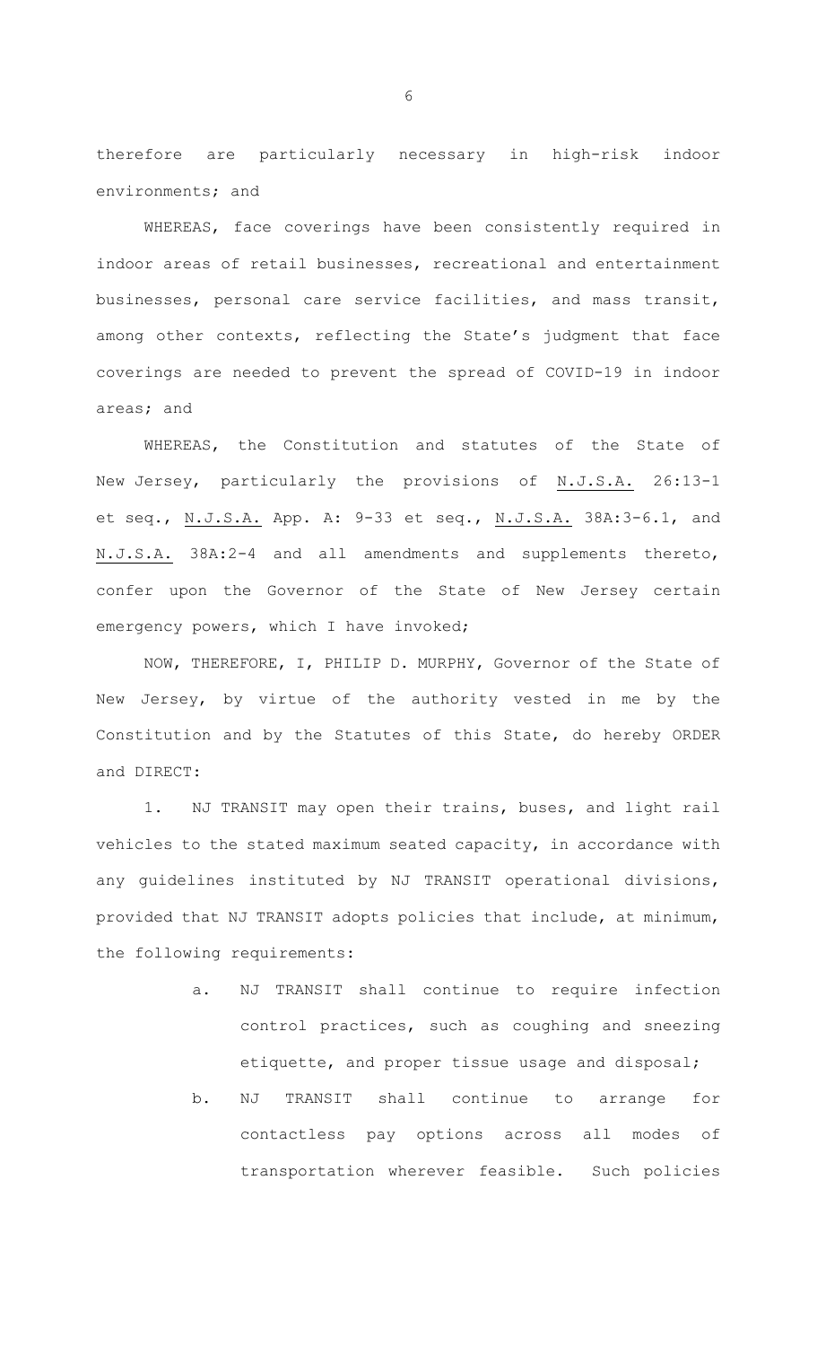therefore are particularly necessary in high-risk indoor environments; and

WHEREAS, face coverings have been consistently required in indoor areas of retail businesses, recreational and entertainment businesses, personal care service facilities, and mass transit, among other contexts, reflecting the State's judgment that face coverings are needed to prevent the spread of COVID-19 in indoor areas; and

WHEREAS, the Constitution and statutes of the State of New Jersey, particularly the provisions of N.J.S.A. 26:13-1 et seq., N.J.S.A. App. A: 9-33 et seq., N.J.S.A. 38A:3-6.1, and N.J.S.A. 38A:2-4 and all amendments and supplements thereto, confer upon the Governor of the State of New Jersey certain emergency powers, which I have invoked;

NOW, THEREFORE, I, PHILIP D. MURPHY, Governor of the State of New Jersey, by virtue of the authority vested in me by the Constitution and by the Statutes of this State, do hereby ORDER and DIRECT:

1. NJ TRANSIT may open their trains, buses, and light rail vehicles to the stated maximum seated capacity, in accordance with any guidelines instituted by NJ TRANSIT operational divisions, provided that NJ TRANSIT adopts policies that include, at minimum, the following requirements:

   a. NJ TRANSIT shall continue to require infection control practices, such as coughing and sneezing etiquette, and proper tissue usage and disposal;

   b. NJ TRANSIT shall continue to arrange for contactless pay options across all modes of transportation wherever feasible. Such policies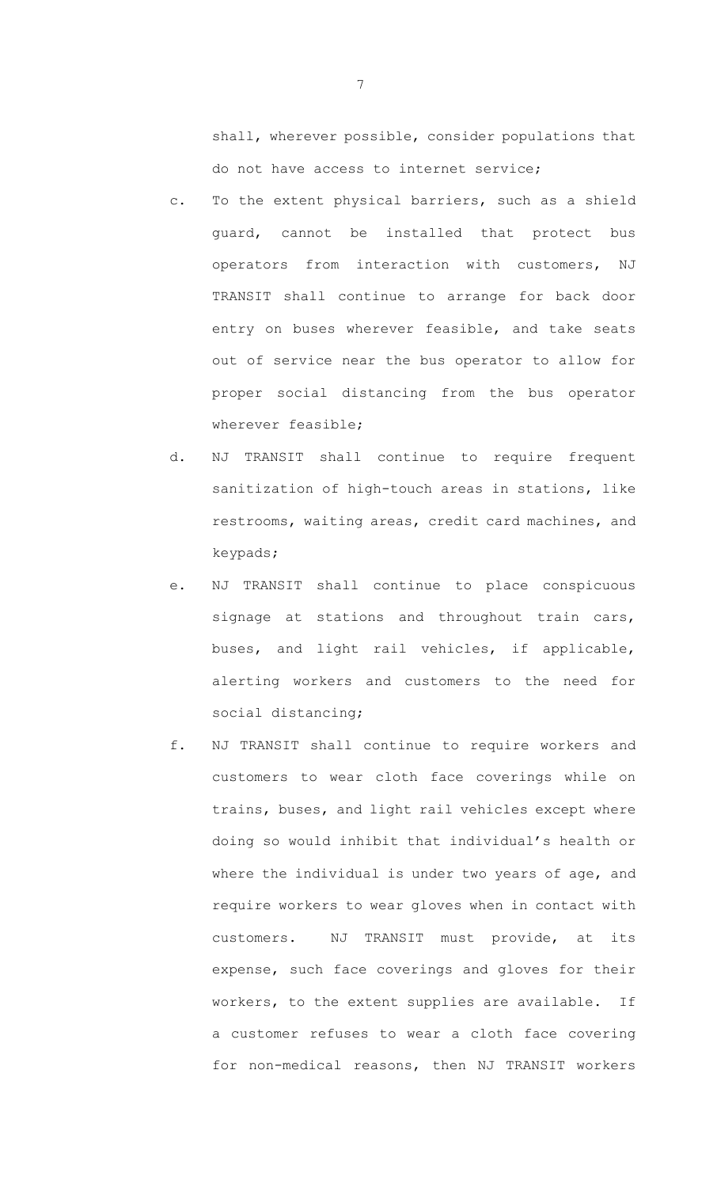shall, wherever possible, consider populations that do not have access to internet service;

c. To the extent physical barriers, such as a shield guard, cannot be installed that protect bus operators from interaction with customers, NJ TRANSIT shall continue to arrange for back door entry on buses wherever feasible, and take seats out of service near the bus operator to allow for proper social distancing from the bus operator wherever feasible;

d. NJ TRANSIT shall continue to require frequent sanitization of high-touch areas in stations, like restrooms, waiting areas, credit card machines, and keypads;

e. NJ TRANSIT shall continue to place conspicuous signage at stations and throughout train cars, buses, and light rail vehicles, if applicable, alerting workers and customers to the need for social distancing;

f. NJ TRANSIT shall continue to require workers and customers to wear cloth face coverings while on trains, buses, and light rail vehicles except where doing so would inhibit that individual's health or where the individual is under two years of age, and require workers to wear gloves when in contact with customers. NJ TRANSIT must provide, at its expense, such face coverings and gloves for their workers, to the extent supplies are available. If a customer refuses to wear a cloth face covering for non-medical reasons, then NJ TRANSIT workers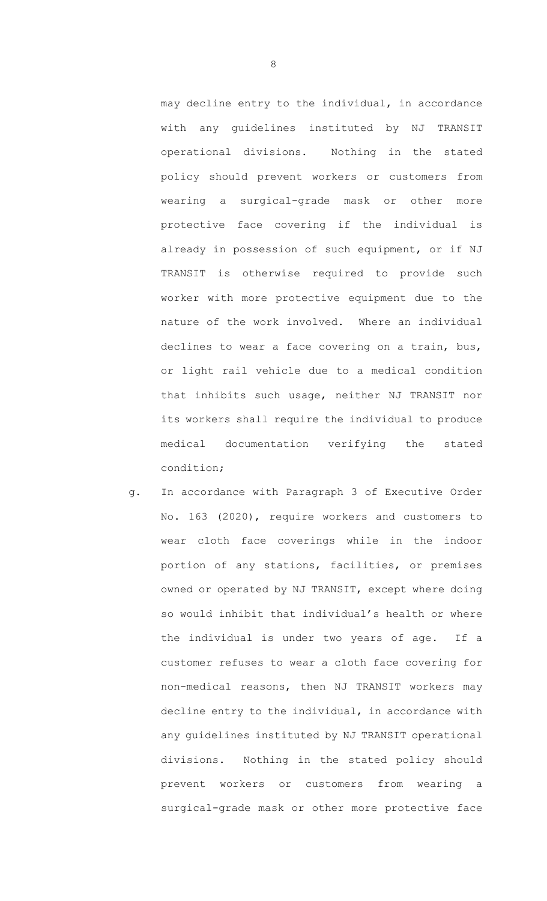may decline entry to the individual, in accordance with any guidelines instituted by NJ TRANSIT operational divisions. Nothing in the stated policy should prevent workers or customers from wearing a surgical-grade mask or other more protective face covering if the individual is already in possession of such equipment, or if NJ TRANSIT is otherwise required to provide such worker with more protective equipment due to the nature of the work involved. Where an individual declines to wear a face covering on a train, bus, or light rail vehicle due to a medical condition that inhibits such usage, neither NJ TRANSIT nor its workers shall require the individual to produce medical documentation verifying the stated condition;

g. In accordance with Paragraph 3 of Executive Order No. 163 (2020), require workers and customers to wear cloth face coverings while in the indoor portion of any stations, facilities, or premises owned or operated by NJ TRANSIT, except where doing so would inhibit that individual's health or where the individual is under two years of age. If a customer refuses to wear a cloth face covering for non-medical reasons, then NJ TRANSIT workers may decline entry to the individual, in accordance with any guidelines instituted by NJ TRANSIT operational divisions. Nothing in the stated policy should prevent workers or customers from wearing a surgical-grade mask or other more protective face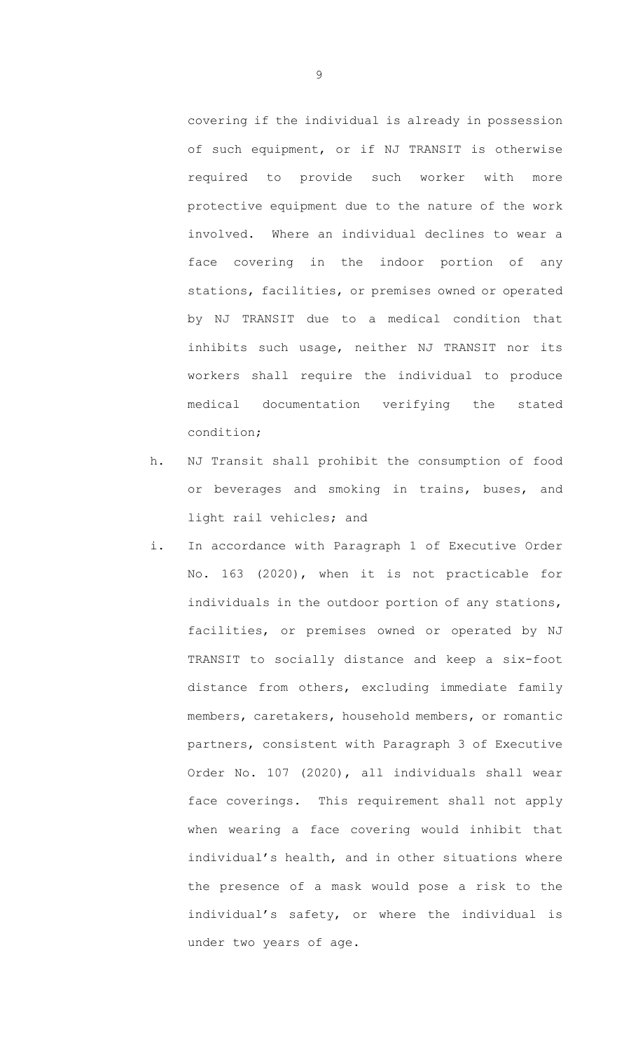covering if the individual is already in possession of such equipment, or if NJ TRANSIT is otherwise required to provide such worker with more protective equipment due to the nature of the work involved. Where an individual declines to wear a face covering in the indoor portion of any stations, facilities, or premises owned or operated by NJ TRANSIT due to a medical condition that inhibits such usage, neither NJ TRANSIT nor its workers shall require the individual to produce medical documentation verifying the stated condition;

h. NJ Transit shall prohibit the consumption of food or beverages and smoking in trains, buses, and light rail vehicles; and

i. In accordance with Paragraph 1 of Executive Order No. 163 (2020), when it is not practicable for individuals in the outdoor portion of any stations, facilities, or premises owned or operated by NJ TRANSIT to socially distance and keep a six-foot distance from others, excluding immediate family members, caretakers, household members, or romantic partners, consistent with Paragraph 3 of Executive Order No. 107 (2020), all individuals shall wear face coverings. This requirement shall not apply when wearing a face covering would inhibit that individual's health, and in other situations where the presence of a mask would pose a risk to the individual's safety, or where the individual is under two years of age.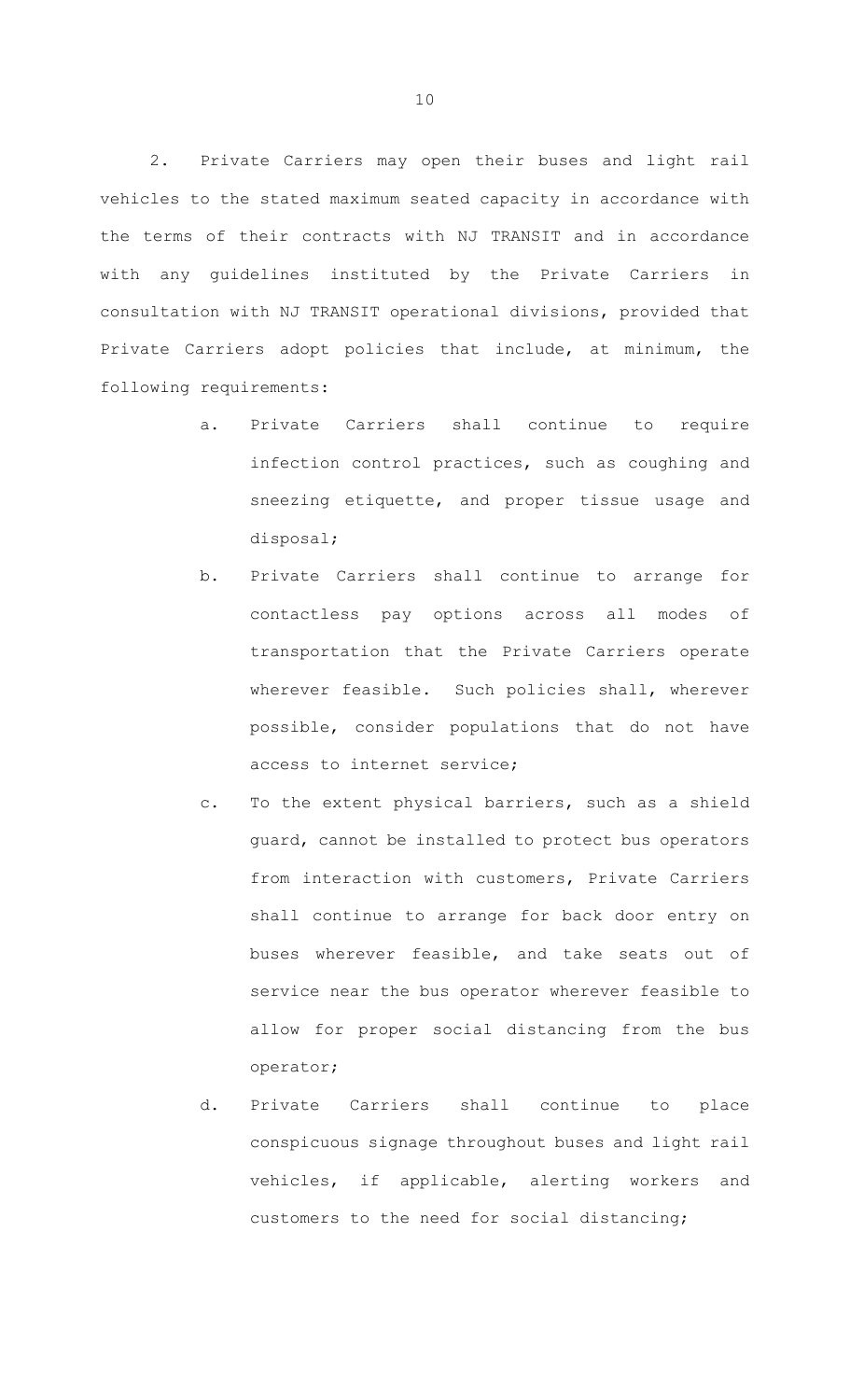2. Private Carriers may open their buses and light rail vehicles to the stated maximum seated capacity in accordance with the terms of their contracts with NJ TRANSIT and in accordance with any guidelines instituted by the Private Carriers in consultation with NJ TRANSIT operational divisions, provided that Private Carriers adopt policies that include, at minimum, the following requirements:

a. Private Carriers shall continue to require infection control practices, such as coughing and sneezing etiquette, and proper tissue usage and disposal;

b. Private Carriers shall continue to arrange for contactless pay options across all modes of transportation that the Private Carriers operate wherever feasible. Such policies shall, wherever possible, consider populations that do not have access to internet service;

c. To the extent physical barriers, such as a shield guard, cannot be installed to protect bus operators from interaction with customers, Private Carriers shall continue to arrange for back door entry on buses wherever feasible, and take seats out of service near the bus operator wherever feasible to allow for proper social distancing from the bus operator;

d. Private Carriers shall continue to place conspicuous signage throughout buses and light rail vehicles, if applicable, alerting workers and customers to the need for social distancing;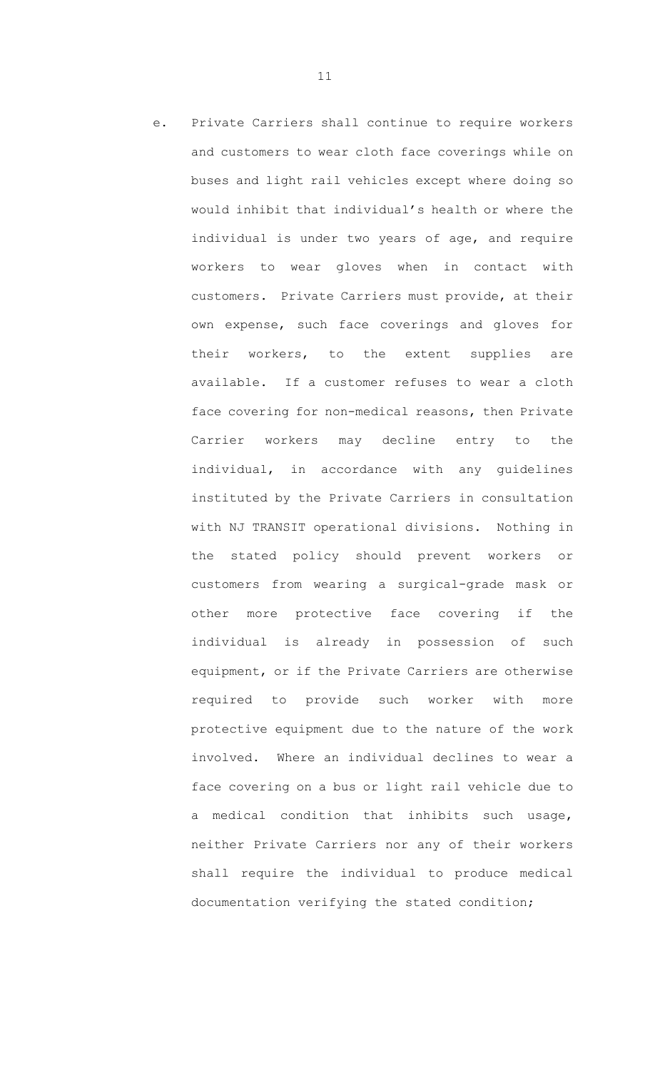e. Private Carriers shall continue to require workers and customers to wear cloth face coverings while on buses and light rail vehicles except where doing so would inhibit that individual's health or where the individual is under two years of age, and require workers to wear gloves when in contact with customers. Private Carriers must provide, at their own expense, such face coverings and gloves for their workers, to the extent supplies are available. If a customer refuses to wear a cloth face covering for non-medical reasons, then Private Carrier workers may decline entry to the individual, in accordance with any guidelines instituted by the Private Carriers in consultation with NJ TRANSIT operational divisions. Nothing in the stated policy should prevent workers or customers from wearing a surgical-grade mask or other more protective face covering if the individual is already in possession of such equipment, or if the Private Carriers are otherwise required to provide such worker with more protective equipment due to the nature of the work involved. Where an individual declines to wear a face covering on a bus or light rail vehicle due to a medical condition that inhibits such usage, neither Private Carriers nor any of their workers shall require the individual to produce medical documentation verifying the stated condition;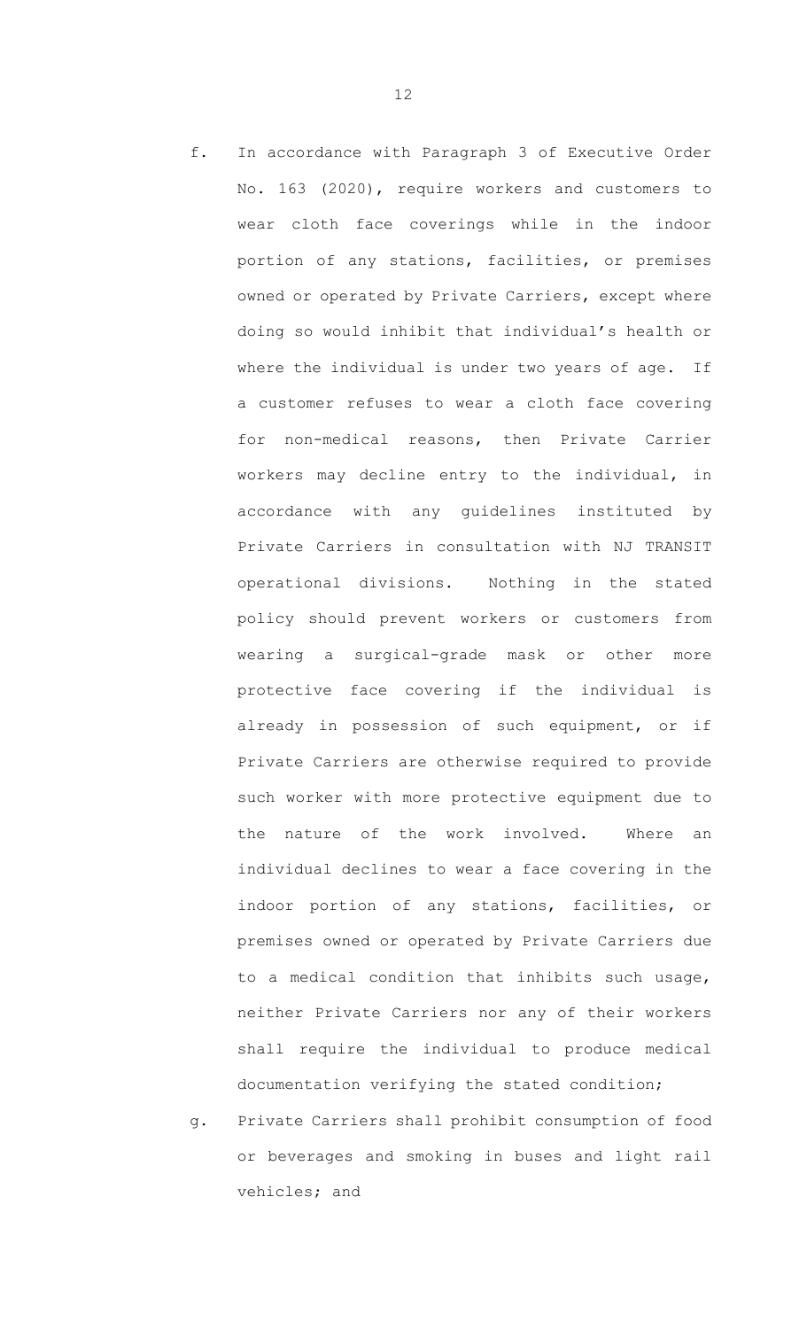f. In accordance with Paragraph 3 of Executive Order No. 163 (2020), require workers and customers to wear cloth face coverings while in the indoor portion of any stations, facilities, or premises owned or operated by Private Carriers, except where doing so would inhibit that individual's health or where the individual is under two years of age. If a customer refuses to wear a cloth face covering for non-medical reasons, then Private Carrier workers may decline entry to the individual, in accordance with any guidelines instituted by Private Carriers in consultation with NJ TRANSIT operational divisions. Nothing in the stated policy should prevent workers or customers from wearing a surgical-grade mask or other more protective face covering if the individual is already in possession of such equipment, or if Private Carriers are otherwise required to provide such worker with more protective equipment due to the nature of the work involved. Where an individual declines to wear a face covering in the indoor portion of any stations, facilities, or premises owned or operated by Private Carriers due to a medical condition that inhibits such usage, neither Private Carriers nor any of their workers shall require the individual to produce medical documentation verifying the stated condition;

g. Private Carriers shall prohibit consumption of food or beverages and smoking in buses and light rail vehicles; and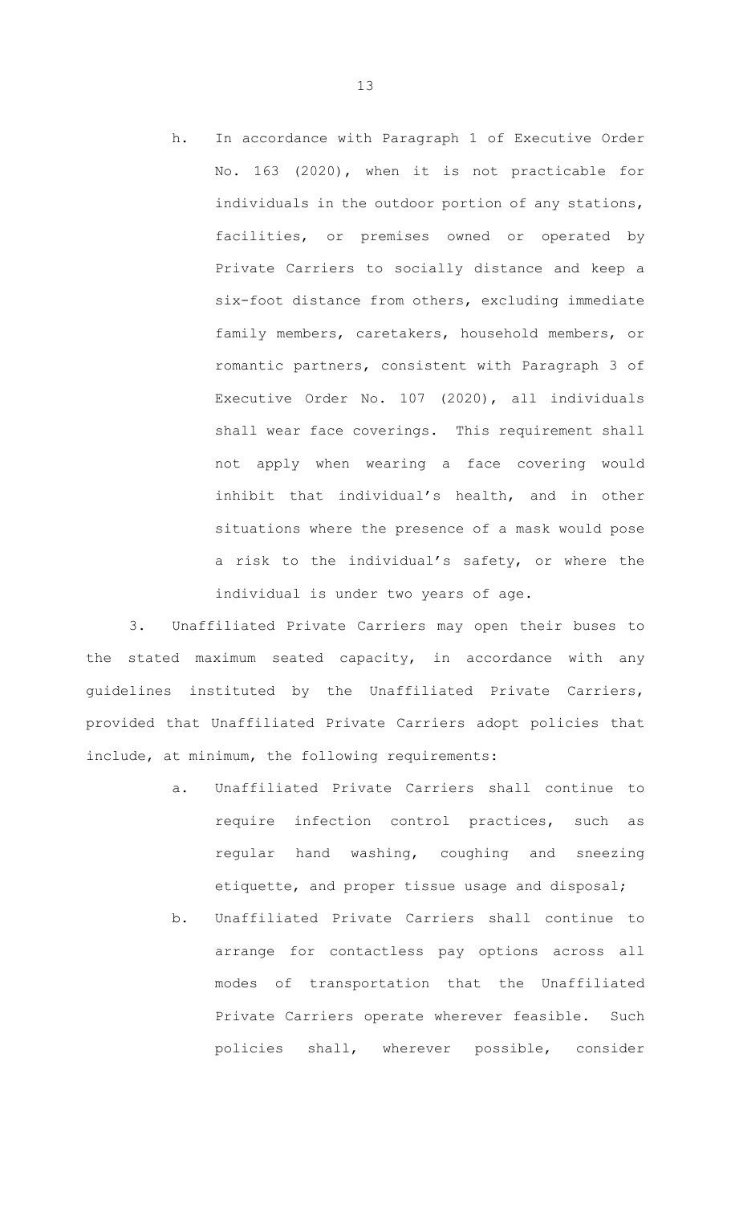h. In accordance with Paragraph 1 of Executive Order No. 163 (2020), when it is not practicable for individuals in the outdoor portion of any stations, facilities, or premises owned or operated by Private Carriers to socially distance and keep a six-foot distance from others, excluding immediate family members, caretakers, household members, or romantic partners, consistent with Paragraph 3 of Executive Order No. 107 (2020), all individuals shall wear face coverings. This requirement shall not apply when wearing a face covering would inhibit that individual's health, and in other situations where the presence of a mask would pose a risk to the individual's safety, or where the individual is under two years of age.

3. Unaffiliated Private Carriers may open their buses to the stated maximum seated capacity, in accordance with any guidelines instituted by the Unaffiliated Private Carriers, provided that Unaffiliated Private Carriers adopt policies that include, at minimum, the following requirements:

a. Unaffiliated Private Carriers shall continue to require infection control practices, such as regular hand washing, coughing and sneezing etiquette, and proper tissue usage and disposal;

b. Unaffiliated Private Carriers shall continue to arrange for contactless pay options across all modes of transportation that the Unaffiliated Private Carriers operate wherever feasible. Such policies shall, wherever possible, consider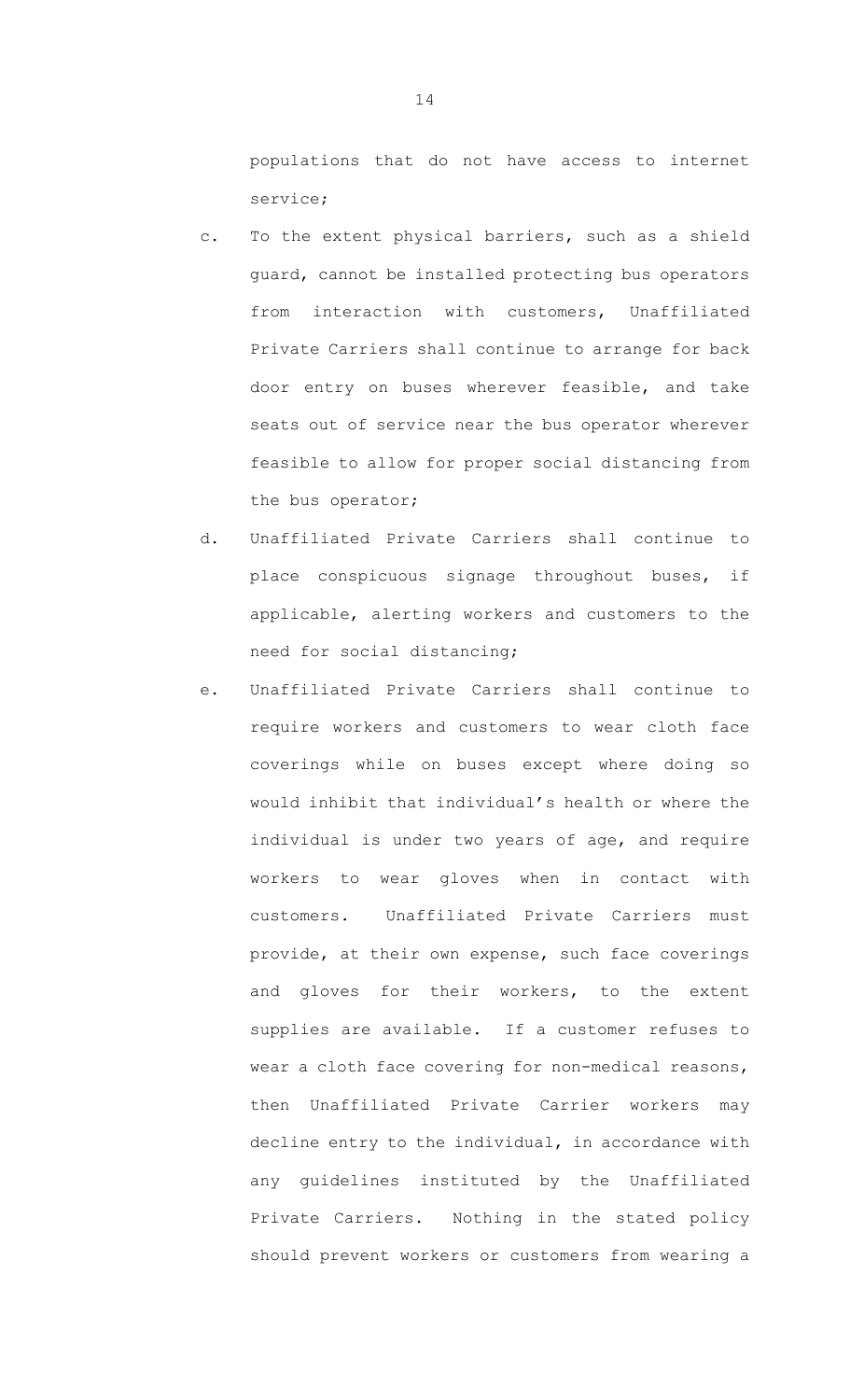populations that do not have access to internet service;

c. To the extent physical barriers, such as a shield guard, cannot be installed protecting bus operators from interaction with customers, Unaffiliated Private Carriers shall continue to arrange for back door entry on buses wherever feasible, and take seats out of service near the bus operator wherever feasible to allow for proper social distancing from the bus operator;

d. Unaffiliated Private Carriers shall continue to place conspicuous signage throughout buses, if applicable, alerting workers and customers to the need for social distancing;

e. Unaffiliated Private Carriers shall continue to require workers and customers to wear cloth face coverings while on buses except where doing so would inhibit that individual's health or where the individual is under two years of age, and require workers to wear gloves when in contact with customers. Unaffiliated Private Carriers must provide, at their own expense, such face coverings and gloves for their workers, to the extent supplies are available. If a customer refuses to wear a cloth face covering for non-medical reasons, then Unaffiliated Private Carrier workers may decline entry to the individual, in accordance with any guidelines instituted by the Unaffiliated Private Carriers. Nothing in the stated policy should prevent workers or customers from wearing a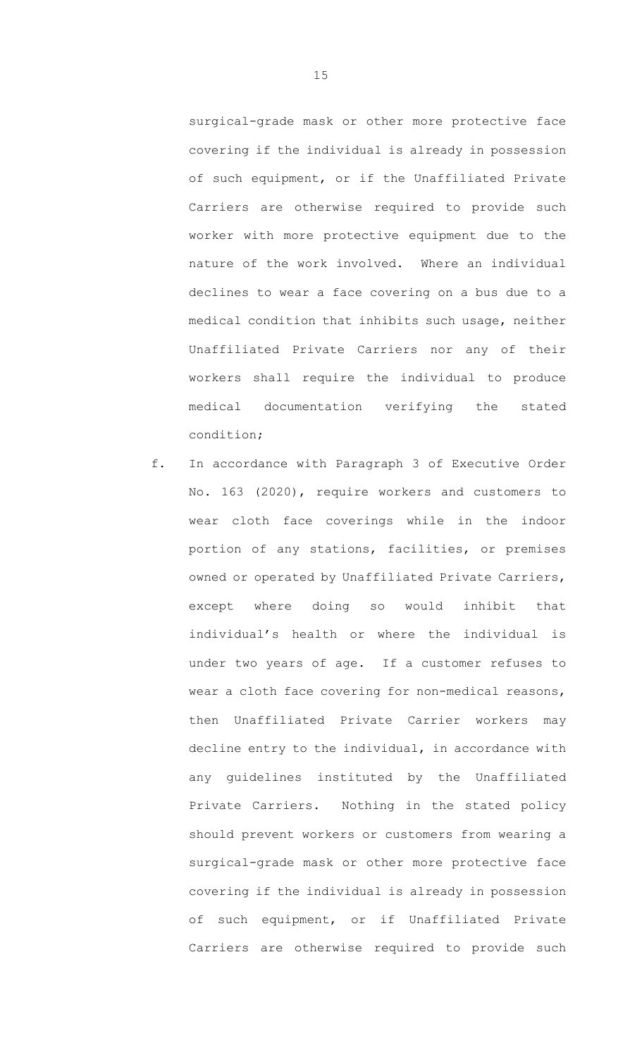surgical-grade mask or other more protective face covering if the individual is already in possession of such equipment, or if the Unaffiliated Private Carriers are otherwise required to provide such worker with more protective equipment due to the nature of the work involved. Where an individual declines to wear a face covering on a bus due to a medical condition that inhibits such usage, neither Unaffiliated Private Carriers nor any of their workers shall require the individual to produce medical documentation verifying the stated condition;

f. In accordance with Paragraph 3 of Executive Order No. 163 (2020), require workers and customers to wear cloth face coverings while in the indoor portion of any stations, facilities, or premises owned or operated by Unaffiliated Private Carriers, except where doing so would inhibit that individual's health or where the individual is under two years of age. If a customer refuses to wear a cloth face covering for non-medical reasons, then Unaffiliated Private Carrier workers may decline entry to the individual, in accordance with any guidelines instituted by the Unaffiliated Private Carriers. Nothing in the stated policy should prevent workers or customers from wearing a surgical-grade mask or other more protective face covering if the individual is already in possession of such equipment, or if Unaffiliated Private Carriers are otherwise required to provide such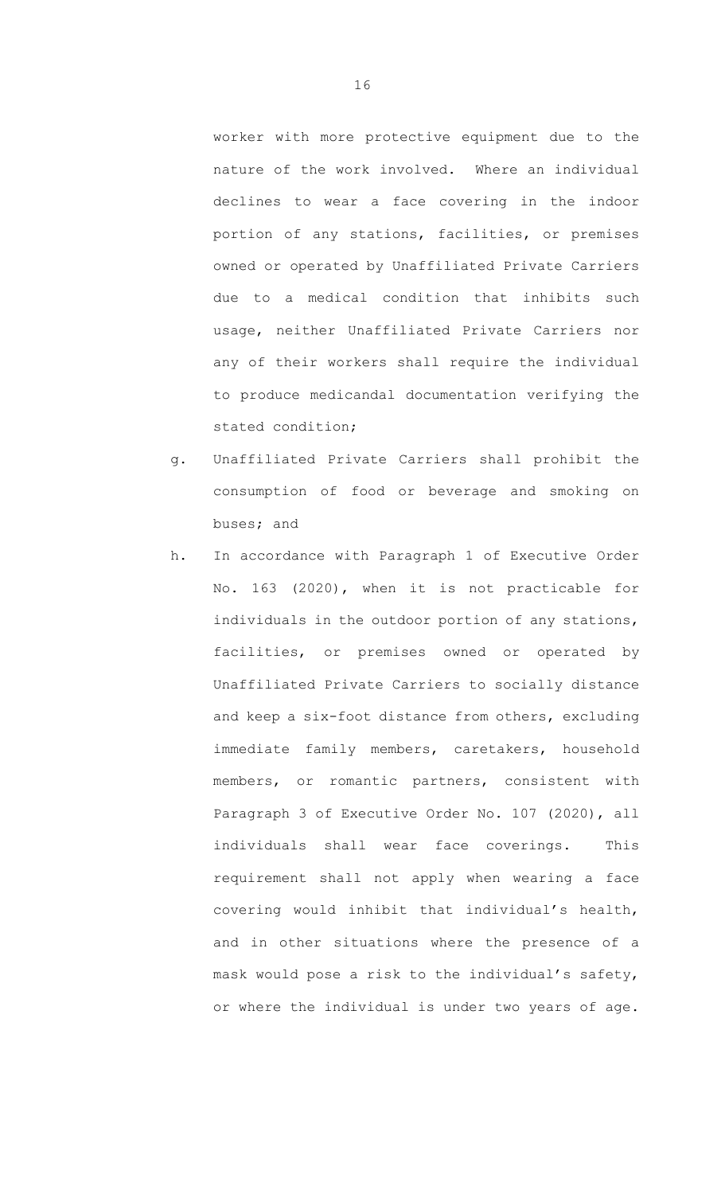worker with more protective equipment due to the nature of the work involved. Where an individual declines to wear a face covering in the indoor portion of any stations, facilities, or premises owned or operated by Unaffiliated Private Carriers due to a medical condition that inhibits such usage, neither Unaffiliated Private Carriers nor any of their workers shall require the individual to produce medicandal documentation verifying the stated condition;

g. Unaffiliated Private Carriers shall prohibit the consumption of food or beverage and smoking on buses; and

h. In accordance with Paragraph 1 of Executive Order No. 163 (2020), when it is not practicable for individuals in the outdoor portion of any stations, facilities, or premises owned or operated by Unaffiliated Private Carriers to socially distance and keep a six-foot distance from others, excluding immediate family members, caretakers, household members, or romantic partners, consistent with Paragraph 3 of Executive Order No. 107 (2020), all individuals shall wear face coverings. This requirement shall not apply when wearing a face covering would inhibit that individual's health, and in other situations where the presence of a mask would pose a risk to the individual's safety, or where the individual is under two years of age.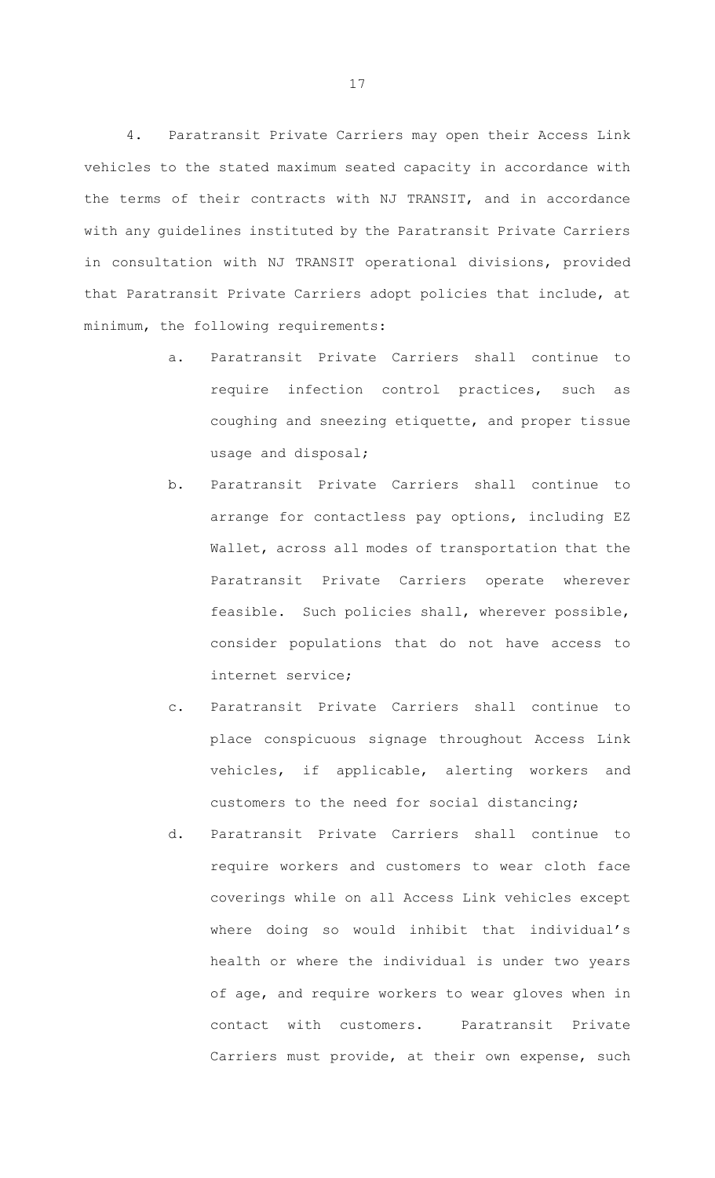4. Paratransit Private Carriers may open their Access Link vehicles to the stated maximum seated capacity in accordance with the terms of their contracts with NJ TRANSIT, and in accordance with any guidelines instituted by the Paratransit Private Carriers in consultation with NJ TRANSIT operational divisions, provided that Paratransit Private Carriers adopt policies that include, at minimum, the following requirements:

a. Paratransit Private Carriers shall continue to require infection control practices, such as coughing and sneezing etiquette, and proper tissue usage and disposal;

b. Paratransit Private Carriers shall continue to arrange for contactless pay options, including EZ Wallet, across all modes of transportation that the Paratransit Private Carriers operate wherever feasible. Such policies shall, wherever possible, consider populations that do not have access to internet service;

c. Paratransit Private Carriers shall continue to place conspicuous signage throughout Access Link vehicles, if applicable, alerting workers and customers to the need for social distancing;

d. Paratransit Private Carriers shall continue to require workers and customers to wear cloth face coverings while on all Access Link vehicles except where doing so would inhibit that individual's health or where the individual is under two years of age, and require workers to wear gloves when in contact with customers. Paratransit Private Carriers must provide, at their own expense, such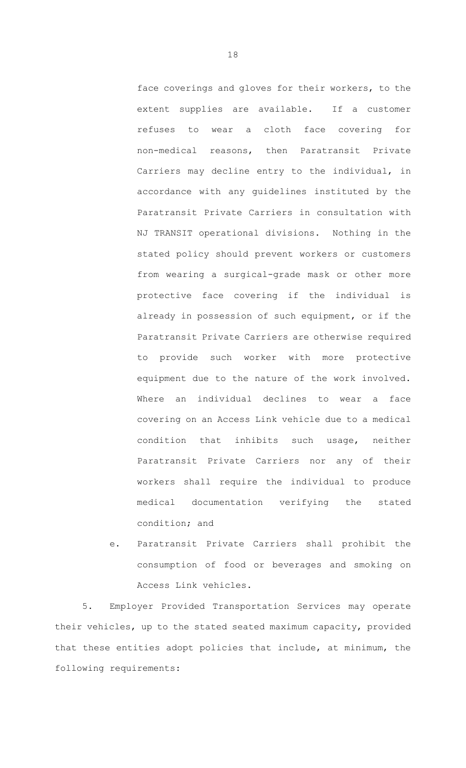face coverings and gloves for their workers, to the extent supplies are available. If a customer refuses to wear a cloth face covering for non-medical reasons, then Paratransit Private Carriers may decline entry to the individual, in accordance with any guidelines instituted by the Paratransit Private Carriers in consultation with NJ TRANSIT operational divisions. Nothing in the stated policy should prevent workers or customers from wearing a surgical-grade mask or other more protective face covering if the individual is already in possession of such equipment, or if the Paratransit Private Carriers are otherwise required to provide such worker with more protective equipment due to the nature of the work involved. Where an individual declines to wear a face covering on an Access Link vehicle due to a medical condition that inhibits such usage, neither Paratransit Private Carriers nor any of their workers shall require the individual to produce medical documentation verifying the stated condition; and

e. Paratransit Private Carriers shall prohibit the consumption of food or beverages and smoking on Access Link vehicles.

5. Employer Provided Transportation Services may operate their vehicles, up to the stated seated maximum capacity, provided that these entities adopt policies that include, at minimum, the following requirements: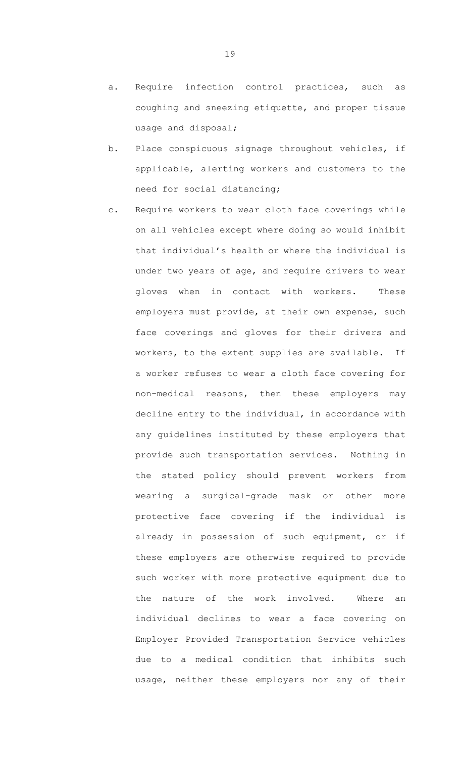a. Require infection control practices, such as coughing and sneezing etiquette, and proper tissue usage and disposal;

b. Place conspicuous signage throughout vehicles, if applicable, alerting workers and customers to the need for social distancing;

c. Require workers to wear cloth face coverings while on all vehicles except where doing so would inhibit that individual's health or where the individual is under two years of age, and require drivers to wear gloves when in contact with workers. These employers must provide, at their own expense, such face coverings and gloves for their drivers and workers, to the extent supplies are available. If a worker refuses to wear a cloth face covering for non-medical reasons, then these employers may decline entry to the individual, in accordance with any guidelines instituted by these employers that provide such transportation services. Nothing in the stated policy should prevent workers from wearing a surgical-grade mask or other more protective face covering if the individual is already in possession of such equipment, or if these employers are otherwise required to provide such worker with more protective equipment due to the nature of the work involved. Where an individual declines to wear a face covering on Employer Provided Transportation Service vehicles due to a medical condition that inhibits such usage, neither these employers nor any of their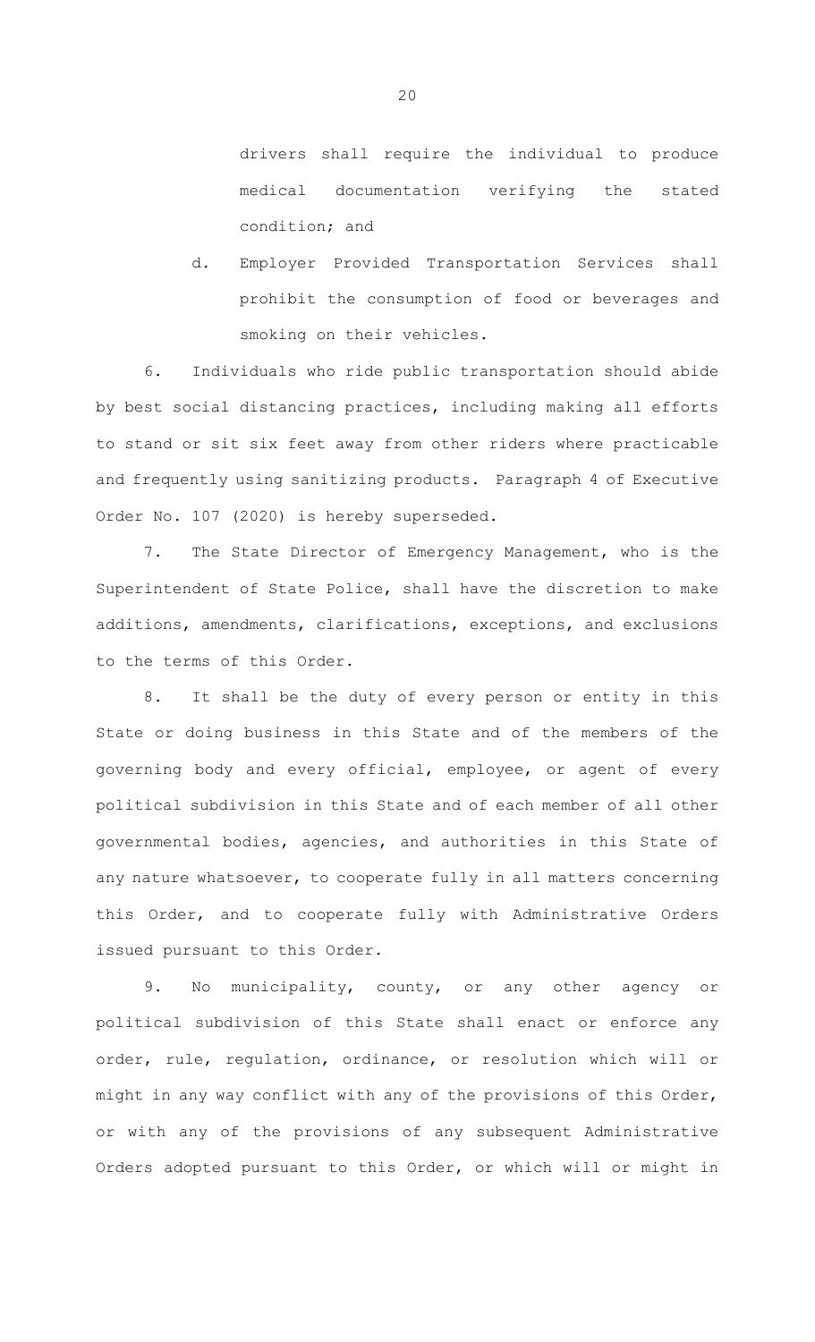drivers shall require the individual to produce medical documentation verifying the stated condition; and

d. Employer Provided Transportation Services shall prohibit the consumption of food or beverages and smoking on their vehicles.

6. Individuals who ride public transportation should abide by best social distancing practices, including making all efforts to stand or sit six feet away from other riders where practicable and frequently using sanitizing products. Paragraph 4 of Executive Order No. 107 (2020) is hereby superseded.

7. The State Director of Emergency Management, who is the Superintendent of State Police, shall have the discretion to make additions, amendments, clarifications, exceptions, and exclusions to the terms of this Order.

8. It shall be the duty of every person or entity in this State or doing business in this State and of the members of the governing body and every official, employee, or agent of every political subdivision in this State and of each member of all other governmental bodies, agencies, and authorities in this State of any nature whatsoever, to cooperate fully in all matters concerning this Order, and to cooperate fully with Administrative Orders issued pursuant to this Order.

9. No municipality, county, or any other agency or political subdivision of this State shall enact or enforce any order, rule, regulation, ordinance, or resolution which will or might in any way conflict with any of the provisions of this Order, or with any of the provisions of any subsequent Administrative Orders adopted pursuant to this Order, or which will or might in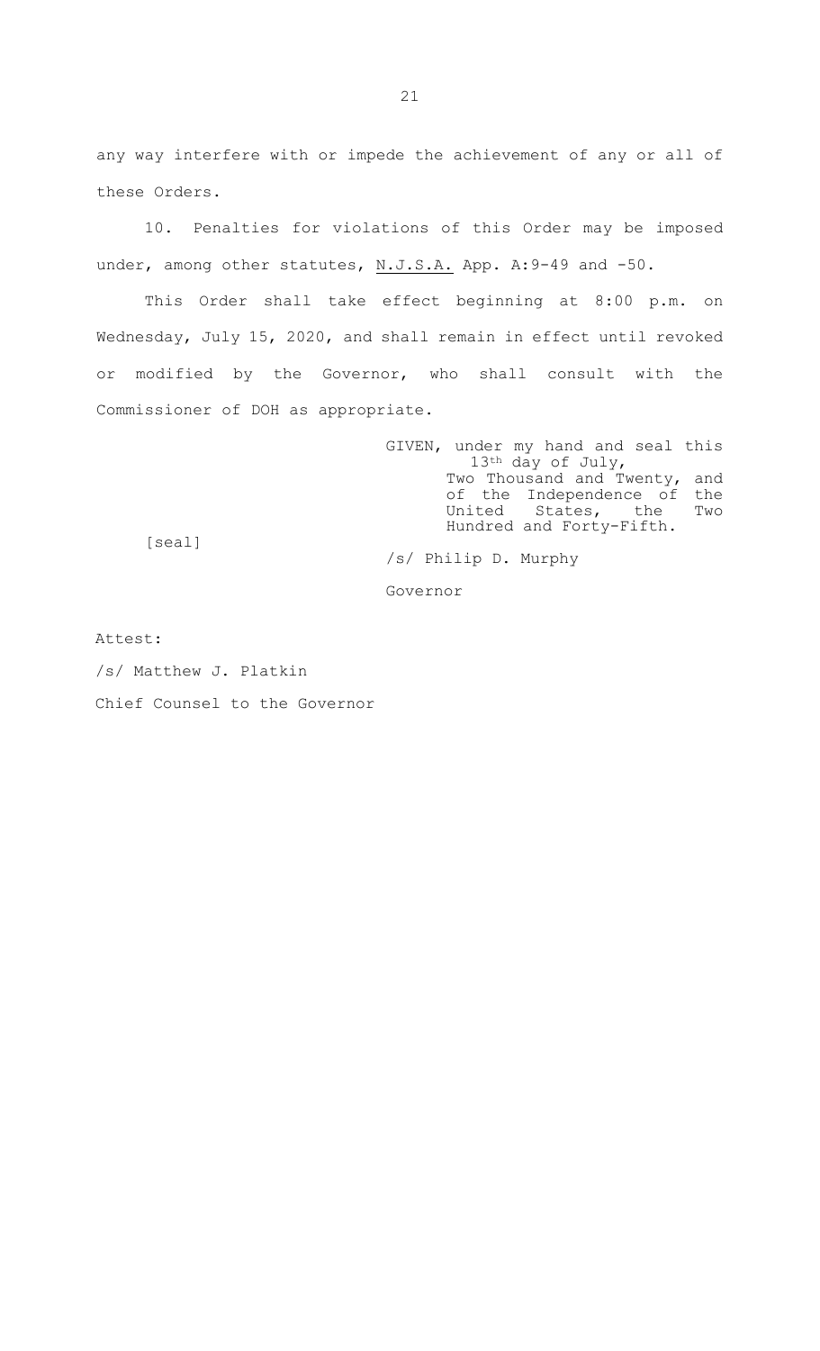any way interfere with or impede the achievement of any or all of these Orders.

10. Penalties for violations of this Order may be imposed under, among other statutes, N.J.S.A. App. A:9-49 and -50.

This Order shall take effect beginning at 8:00 p.m. on Wednesday, July 15, 2020, and shall remain in effect until revoked or modified by the Governor, who shall consult with the Commissioner of DOH as appropriate.

GIVEN, under my hand and seal this 13th day of July, Two Thousand and Twenty, and of the Independence of the United States, the Two Hundred and Forty-Fifth.

[seal]

/s/ Philip D. Murphy

Governor

Attest:

/s/ Matthew J. Platkin

Chief Counsel to the Governor